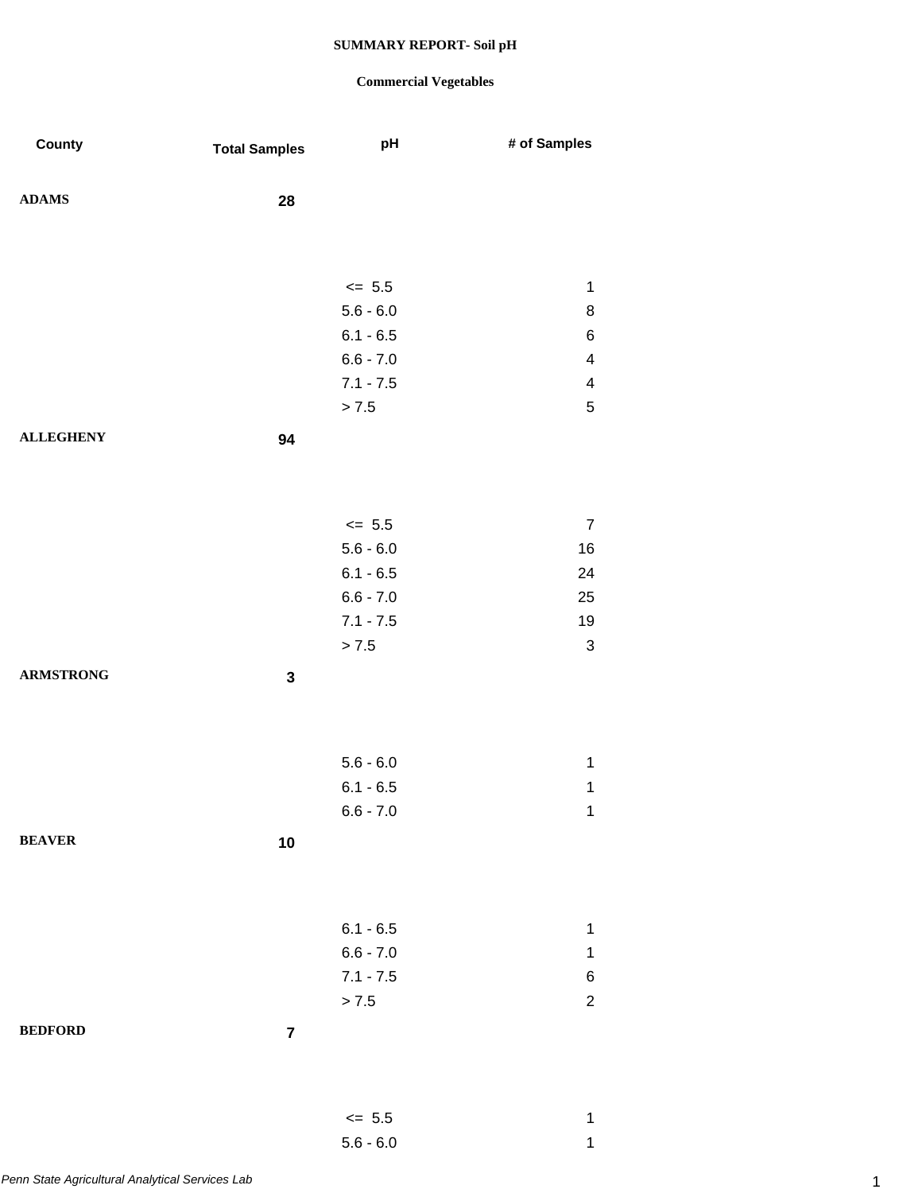**SUMMARY REPORT- Soil pH**

**Commercial Vegetables**

| County | Total Samples | pH | # of Samples |
|---|---|---|---|
| **ADAMS** | **28** | | |
| | | <= 5.5 | 1 |
| | | 5.6 - 6.0 | 8 |
| | | 6.1 - 6.5 | 6 |
| | | 6.6 - 7.0 | 4 |
| | | 7.1 - 7.5 | 4 |
| | | > 7.5 | 5 |
| **ALLEGHENY** | **94** | | |
| | | <= 5.5 | 7 |
| | | 5.6 - 6.0 | 16 |
| | | 6.1 - 6.5 | 24 |
| | | 6.6 - 7.0 | 25 |
| | | 7.1 - 7.5 | 19 |
| | | > 7.5 | 3 |
| **ARMSTRONG** | **3** | | |
| | | 5.6 - 6.0 | 1 |
| | | 6.1 - 6.5 | 1 |
| | | 6.6 - 7.0 | 1 |
| **BEAVER** | **10** | | |
| | | 6.1 - 6.5 | 1 |
| | | 6.6 - 7.0 | 1 |
| | | 7.1 - 7.5 | 6 |
| | | > 7.5 | 2 |
| **BEDFORD** | **7** | | |
| | | <= 5.5 | 1 |
| | | 5.6 - 6.0 | 1 |

*Penn State Agricultural Analytical Services Lab*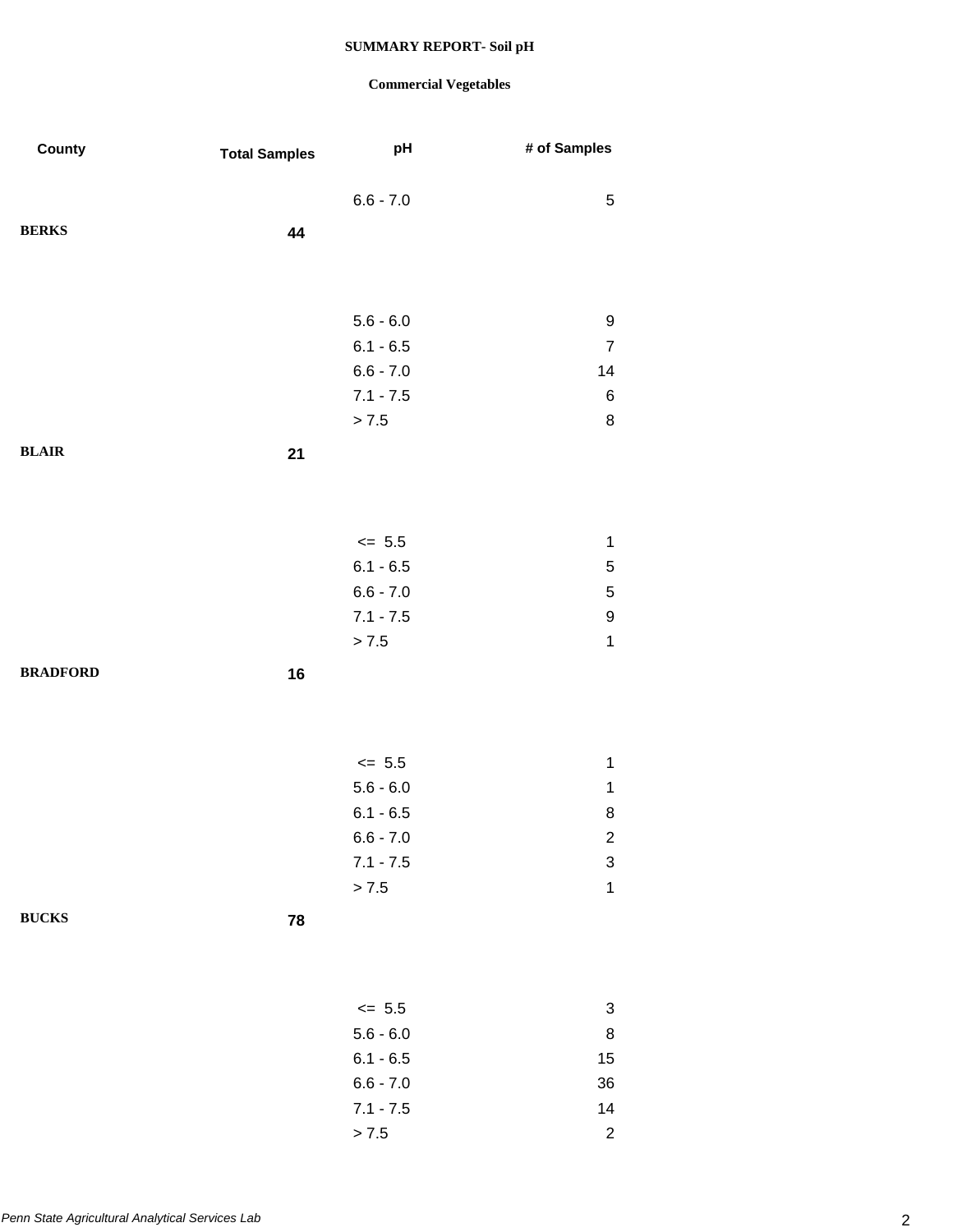**SUMMARY REPORT- Soil pH**

**Commercial Vegetables**

| County | Total Samples | pH | # of Samples |
|---|---|---|---|
| | | 6.6 - 7.0 | 5 |
| **BERKS** | **44** | | |
| | | 5.6 - 6.0 | 9 |
| | | 6.1 - 6.5 | 7 |
| | | 6.6 - 7.0 | 14 |
| | | 7.1 - 7.5 | 6 |
| | | > 7.5 | 8 |
| **BLAIR** | **21** | | |
| | | <= 5.5 | 1 |
| | | 6.1 - 6.5 | 5 |
| | | 6.6 - 7.0 | 5 |
| | | 7.1 - 7.5 | 9 |
| | | > 7.5 | 1 |
| **BRADFORD** | **16** | | |
| | | <= 5.5 | 1 |
| | | 5.6 - 6.0 | 1 |
| | | 6.1 - 6.5 | 8 |
| | | 6.6 - 7.0 | 2 |
| | | 7.1 - 7.5 | 3 |
| | | > 7.5 | 1 |
| **BUCKS** | **78** | | |
| | | <= 5.5 | 3 |
| | | 5.6 - 6.0 | 8 |
| | | 6.1 - 6.5 | 15 |
| | | 6.6 - 7.0 | 36 |
| | | 7.1 - 7.5 | 14 |
| | | > 7.5 | 2 |

*Penn State Agricultural Analytical Services Lab*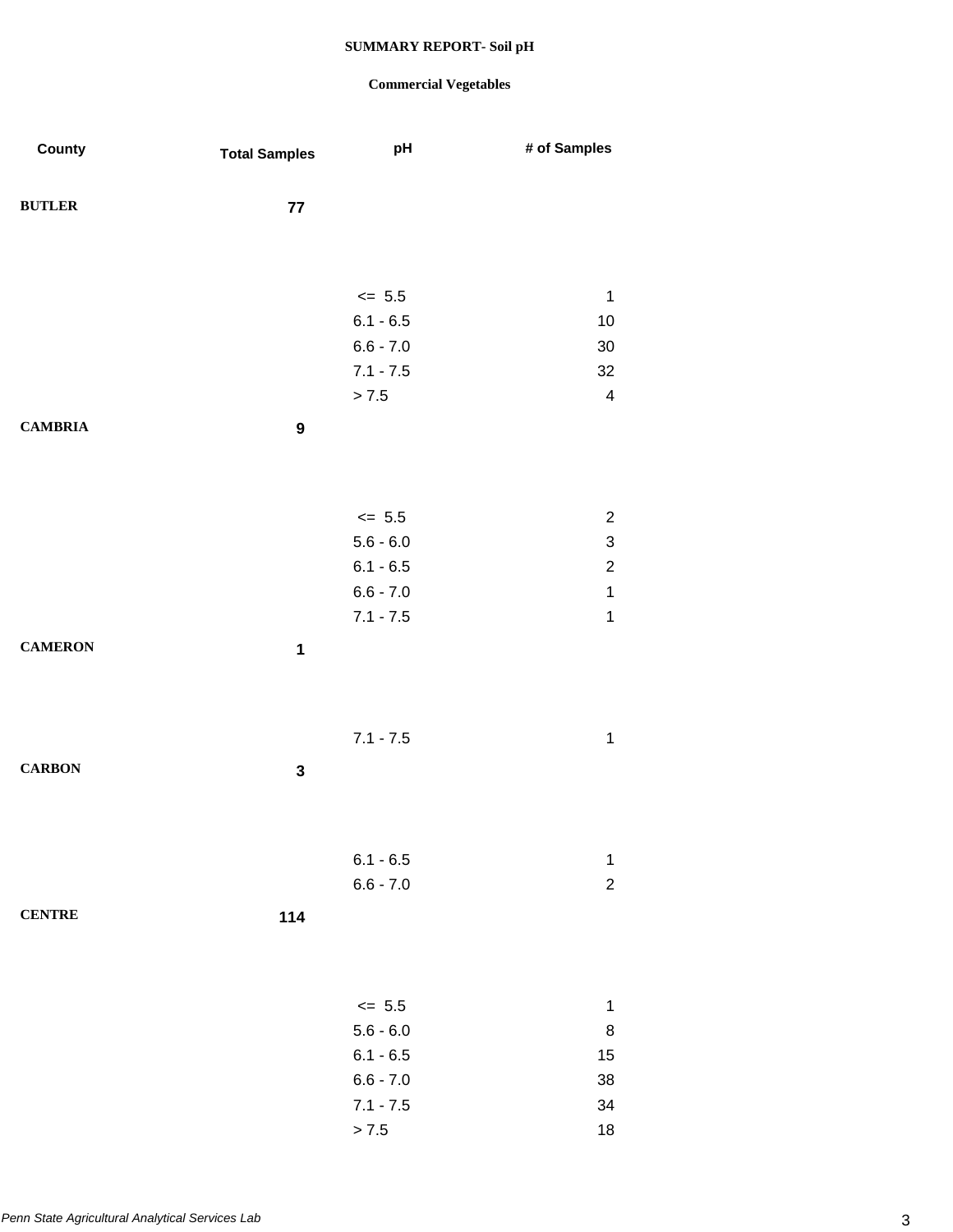**SUMMARY REPORT- Soil pH**

**Commercial Vegetables**

| County | Total Samples | pH | # of Samples |
|---|---|---|---|
| **BUTLER** | **77** | | |
| | | <= 5.5 | 1 |
| | | 6.1 - 6.5 | 10 |
| | | 6.6 - 7.0 | 30 |
| | | 7.1 - 7.5 | 32 |
| | | > 7.5 | 4 |
| **CAMBRIA** | **9** | | |
| | | <= 5.5 | 2 |
| | | 5.6 - 6.0 | 3 |
| | | 6.1 - 6.5 | 2 |
| | | 6.6 - 7.0 | 1 |
| | | 7.1 - 7.5 | 1 |
| **CAMERON** | **1** | | |
| | | 7.1 - 7.5 | 1 |
| **CARBON** | **3** | | |
| | | 6.1 - 6.5 | 1 |
| | | 6.6 - 7.0 | 2 |
| **CENTRE** | **114** | | |
| | | <= 5.5 | 1 |
| | | 5.6 - 6.0 | 8 |
| | | 6.1 - 6.5 | 15 |
| | | 6.6 - 7.0 | 38 |
| | | 7.1 - 7.5 | 34 |
| | | > 7.5 | 18 |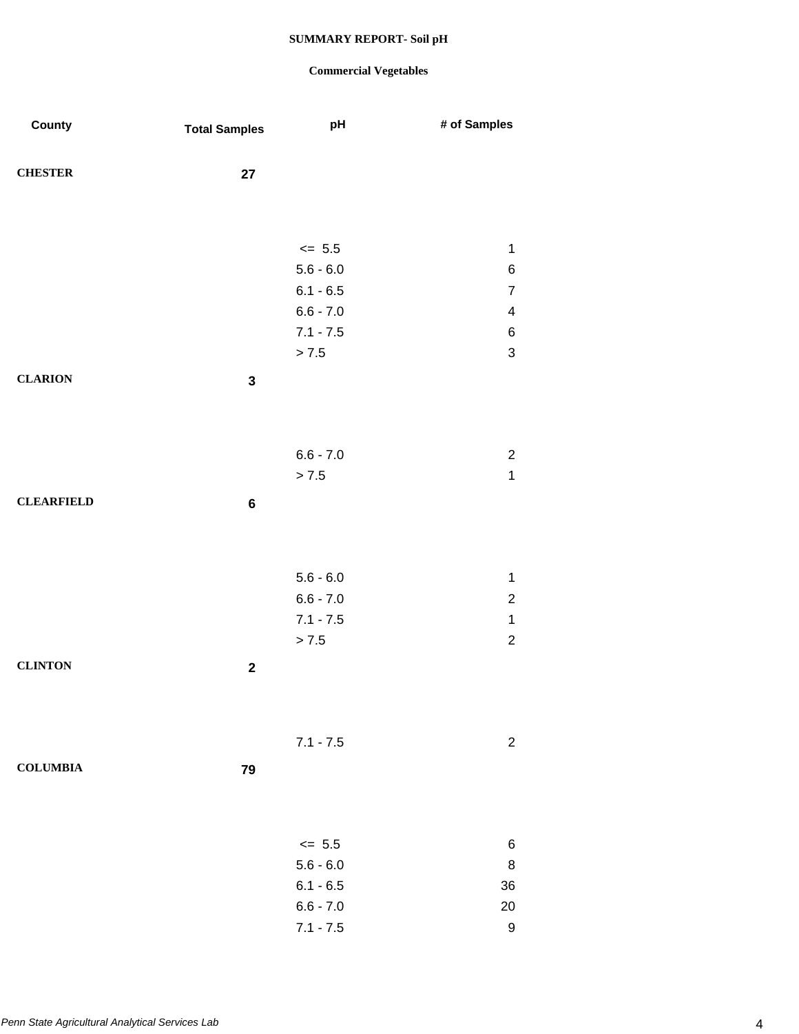**SUMMARY REPORT- Soil pH**

**Commercial Vegetables**

| County | Total Samples | pH | # of Samples |
|---|---|---|---|
| **CHESTER** | **27** | | |
| | | <=  5.5 | 1 |
| | | 5.6 - 6.0 | 6 |
| | | 6.1 - 6.5 | 7 |
| | | 6.6 - 7.0 | 4 |
| | | 7.1 - 7.5 | 6 |
| | | > 7.5 | 3 |
| **CLARION** | **3** | | |
| | | 6.6 - 7.0 | 2 |
| | | > 7.5 | 1 |
| **CLEARFIELD** | **6** | | |
| | | 5.6 - 6.0 | 1 |
| | | 6.6 - 7.0 | 2 |
| | | 7.1 - 7.5 | 1 |
| | | > 7.5 | 2 |
| **CLINTON** | **2** | | |
| | | 7.1 - 7.5 | 2 |
| **COLUMBIA** | **79** | | |
| | | <=  5.5 | 6 |
| | | 5.6 - 6.0 | 8 |
| | | 6.1 - 6.5 | 36 |
| | | 6.6 - 7.0 | 20 |
| | | 7.1 - 7.5 | 9 |

*Penn State Agricultural Analytical Services Lab*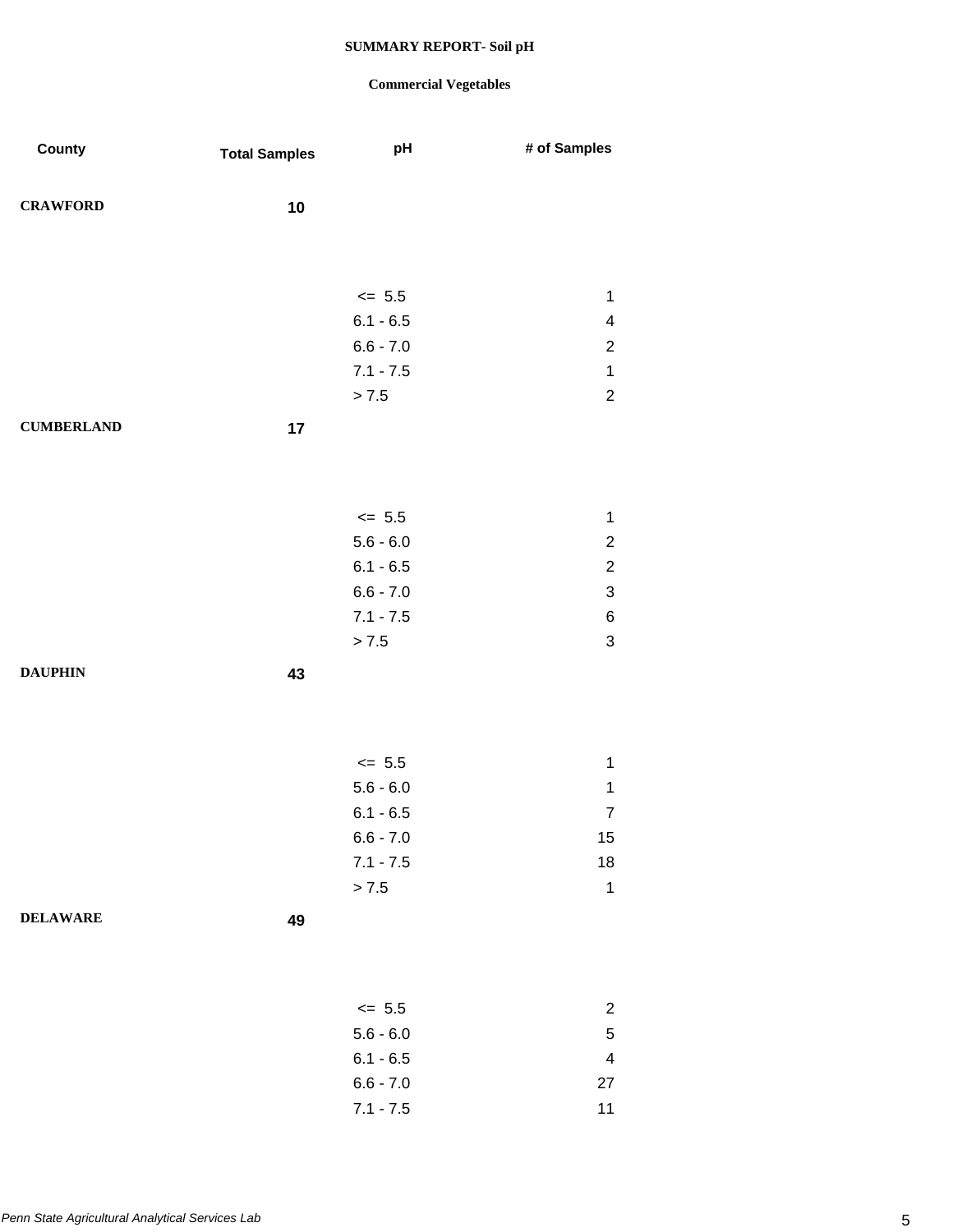**SUMMARY REPORT- Soil pH**

**Commercial Vegetables**

| County | Total Samples | pH | # of Samples |
|---|---|---|---|
| **CRAWFORD** | **10** | | |
| | | <= 5.5 | 1 |
| | | 6.1 - 6.5 | 4 |
| | | 6.6 - 7.0 | 2 |
| | | 7.1 - 7.5 | 1 |
| | | > 7.5 | 2 |
| **CUMBERLAND** | **17** | | |
| | | <= 5.5 | 1 |
| | | 5.6 - 6.0 | 2 |
| | | 6.1 - 6.5 | 2 |
| | | 6.6 - 7.0 | 3 |
| | | 7.1 - 7.5 | 6 |
| | | > 7.5 | 3 |
| **DAUPHIN** | **43** | | |
| | | <= 5.5 | 1 |
| | | 5.6 - 6.0 | 1 |
| | | 6.1 - 6.5 | 7 |
| | | 6.6 - 7.0 | 15 |
| | | 7.1 - 7.5 | 18 |
| | | > 7.5 | 1 |
| **DELAWARE** | **49** | | |
| | | <= 5.5 | 2 |
| | | 5.6 - 6.0 | 5 |
| | | 6.1 - 6.5 | 4 |
| | | 6.6 - 7.0 | 27 |
| | | 7.1 - 7.5 | 11 |

*Penn State Agricultural Analytical Services Lab*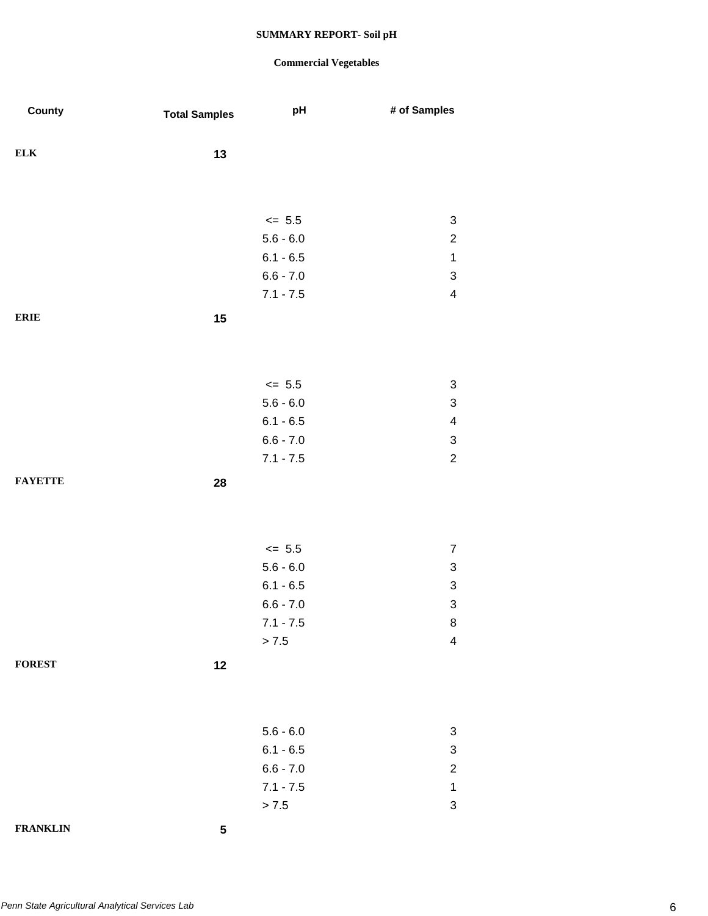**SUMMARY REPORT- Soil pH**

**Commercial Vegetables**

| County | Total Samples | pH | # of Samples |
|---|---|---|---|
| **ELK** | **13** | | |
| | | <= 5.5 | 3 |
| | | 5.6 - 6.0 | 2 |
| | | 6.1 - 6.5 | 1 |
| | | 6.6 - 7.0 | 3 |
| | | 7.1 - 7.5 | 4 |
| **ERIE** | **15** | | |
| | | <= 5.5 | 3 |
| | | 5.6 - 6.0 | 3 |
| | | 6.1 - 6.5 | 4 |
| | | 6.6 - 7.0 | 3 |
| | | 7.1 - 7.5 | 2 |
| **FAYETTE** | **28** | | |
| | | <= 5.5 | 7 |
| | | 5.6 - 6.0 | 3 |
| | | 6.1 - 6.5 | 3 |
| | | 6.6 - 7.0 | 3 |
| | | 7.1 - 7.5 | 8 |
| | | > 7.5 | 4 |
| **FOREST** | **12** | | |
| | | 5.6 - 6.0 | 3 |
| | | 6.1 - 6.5 | 3 |
| | | 6.6 - 7.0 | 2 |
| | | 7.1 - 7.5 | 1 |
| | | > 7.5 | 3 |
| **FRANKLIN** | **5** | | |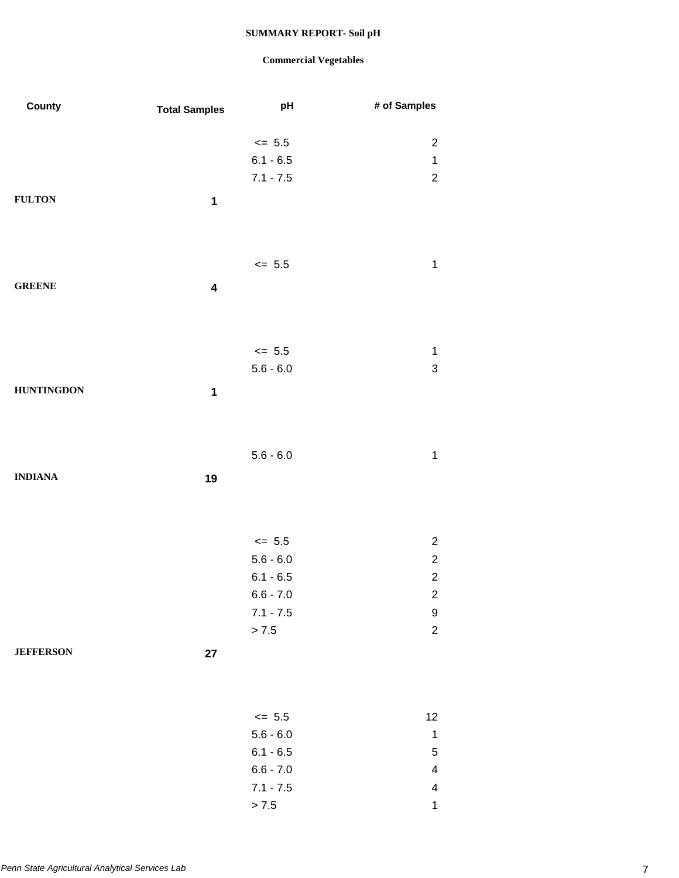**SUMMARY REPORT- Soil pH**

**Commercial Vegetables**

| County | Total Samples | pH | # of Samples |
|---|---|---|---|
| | | <= 5.5 | 2 |
| | | 6.1 - 6.5 | 1 |
| | | 7.1 - 7.5 | 2 |
| **FULTON** | **1** | | |
| | | <= 5.5 | 1 |
| **GREENE** | **4** | | |
| | | <= 5.5 | 1 |
| | | 5.6 - 6.0 | 3 |
| **HUNTINGDON** | **1** | | |
| | | 5.6 - 6.0 | 1 |
| **INDIANA** | **19** | | |
| | | <= 5.5 | 2 |
| | | 5.6 - 6.0 | 2 |
| | | 6.1 - 6.5 | 2 |
| | | 6.6 - 7.0 | 2 |
| | | 7.1 - 7.5 | 9 |
| | | > 7.5 | 2 |
| **JEFFERSON** | **27** | | |
| | | <= 5.5 | 12 |
| | | 5.6 - 6.0 | 1 |
| | | 6.1 - 6.5 | 5 |
| | | 6.6 - 7.0 | 4 |
| | | 7.1 - 7.5 | 4 |
| | | > 7.5 | 1 |

*Penn State Agricultural Analytical Services Lab*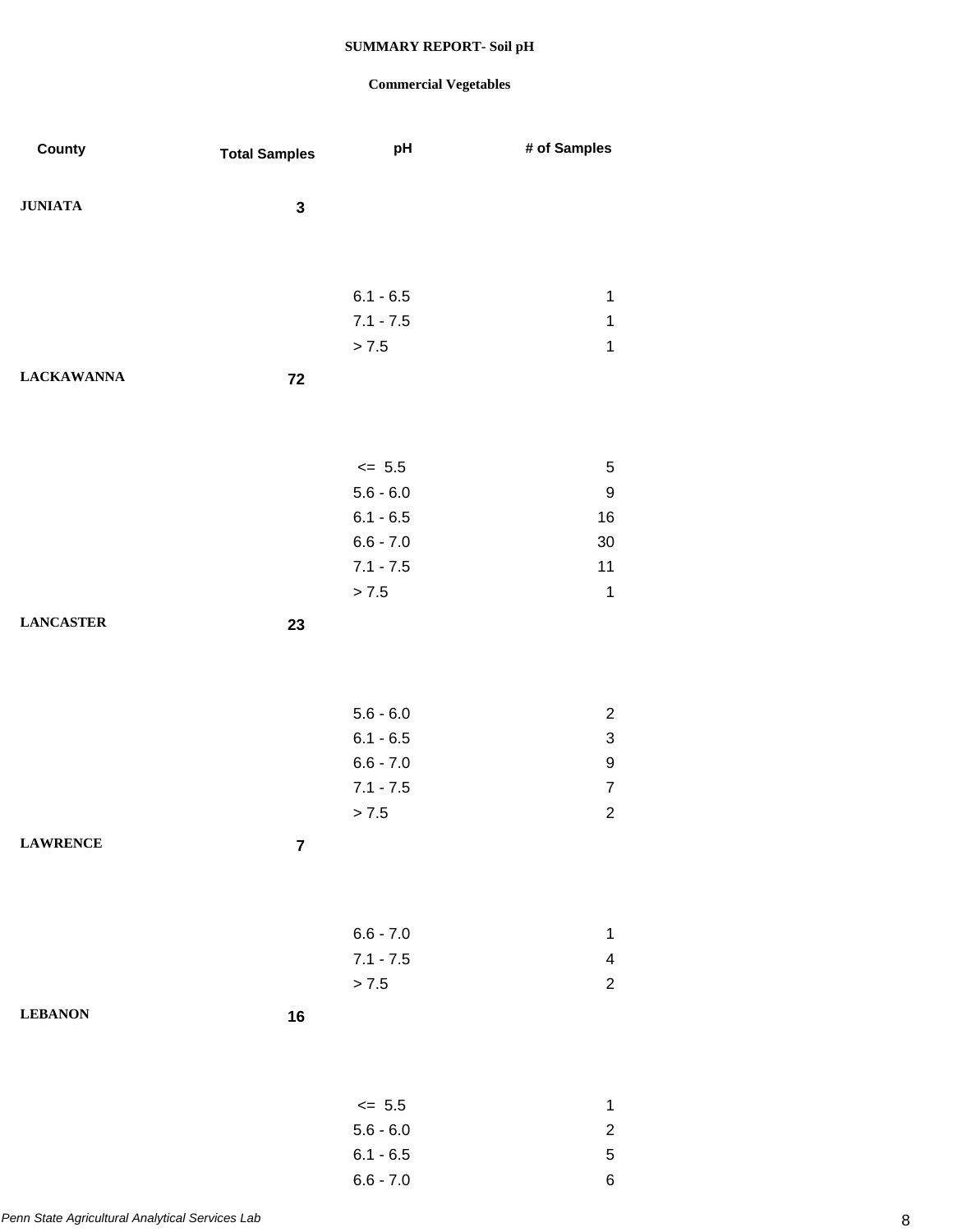**SUMMARY REPORT- Soil pH**

**Commercial Vegetables**

| County | Total Samples | pH | # of Samples |
|---|---|---|---|
| **JUNIATA** | **3** | | |
| | | 6.1 - 6.5 | 1 |
| | | 7.1 - 7.5 | 1 |
| | | > 7.5 | 1 |
| **LACKAWANNA** | **72** | | |
| | | <= 5.5 | 5 |
| | | 5.6 - 6.0 | 9 |
| | | 6.1 - 6.5 | 16 |
| | | 6.6 - 7.0 | 30 |
| | | 7.1 - 7.5 | 11 |
| | | > 7.5 | 1 |
| **LANCASTER** | **23** | | |
| | | 5.6 - 6.0 | 2 |
| | | 6.1 - 6.5 | 3 |
| | | 6.6 - 7.0 | 9 |
| | | 7.1 - 7.5 | 7 |
| | | > 7.5 | 2 |
| **LAWRENCE** | **7** | | |
| | | 6.6 - 7.0 | 1 |
| | | 7.1 - 7.5 | 4 |
| | | > 7.5 | 2 |
| **LEBANON** | **16** | | |
| | | <= 5.5 | 1 |
| | | 5.6 - 6.0 | 2 |
| | | 6.1 - 6.5 | 5 |
| | | 6.6 - 7.0 | 6 |

*Penn State Agricultural Analytical Services Lab*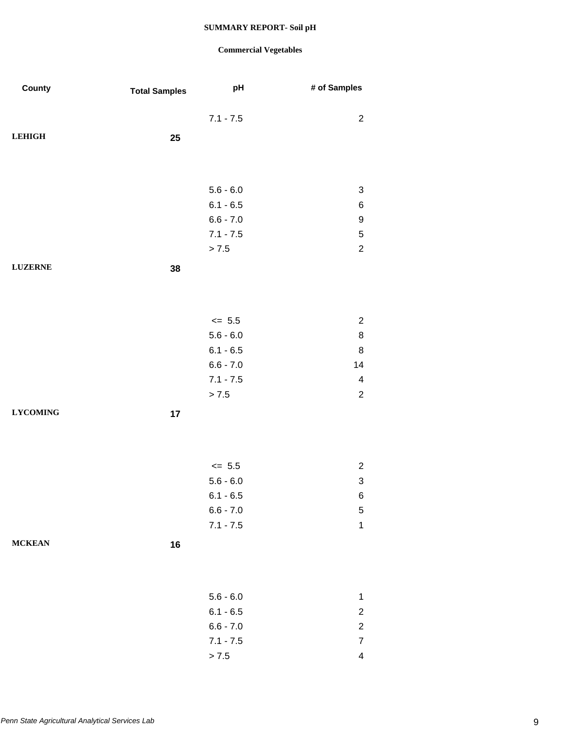**SUMMARY REPORT- Soil pH**

**Commercial Vegetables**

| County | Total Samples | pH | # of Samples |
|---|---|---|---|
| | | 7.1 - 7.5 | 2 |
| **LEHIGH** | **25** | | |
| | | 5.6 - 6.0 | 3 |
| | | 6.1 - 6.5 | 6 |
| | | 6.6 - 7.0 | 9 |
| | | 7.1 - 7.5 | 5 |
| | | > 7.5 | 2 |
| **LUZERNE** | **38** | | |
| | | <= 5.5 | 2 |
| | | 5.6 - 6.0 | 8 |
| | | 6.1 - 6.5 | 8 |
| | | 6.6 - 7.0 | 14 |
| | | 7.1 - 7.5 | 4 |
| | | > 7.5 | 2 |
| **LYCOMING** | **17** | | |
| | | <= 5.5 | 2 |
| | | 5.6 - 6.0 | 3 |
| | | 6.1 - 6.5 | 6 |
| | | 6.6 - 7.0 | 5 |
| | | 7.1 - 7.5 | 1 |
| **MCKEAN** | **16** | | |
| | | 5.6 - 6.0 | 1 |
| | | 6.1 - 6.5 | 2 |
| | | 6.6 - 7.0 | 2 |
| | | 7.1 - 7.5 | 7 |
| | | > 7.5 | 4 |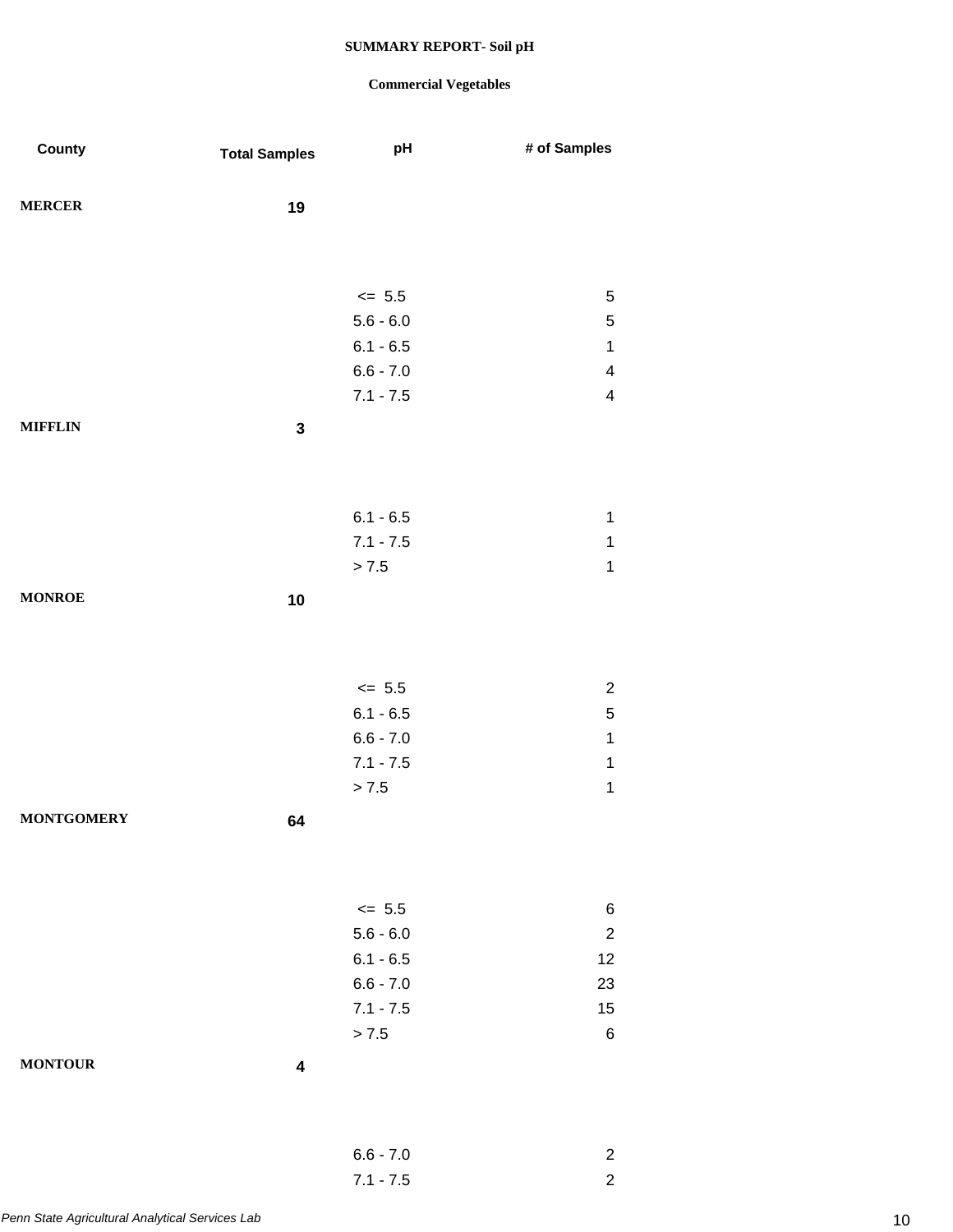**SUMMARY REPORT- Soil pH**

**Commercial Vegetables**

| County | Total Samples | pH | # of Samples |
|---|---|---|---|
| **MERCER** | **19** | | |
| | | <= 5.5 | 5 |
| | | 5.6 - 6.0 | 5 |
| | | 6.1 - 6.5 | 1 |
| | | 6.6 - 7.0 | 4 |
| | | 7.1 - 7.5 | 4 |
| **MIFFLIN** | **3** | | |
| | | 6.1 - 6.5 | 1 |
| | | 7.1 - 7.5 | 1 |
| | | > 7.5 | 1 |
| **MONROE** | **10** | | |
| | | <= 5.5 | 2 |
| | | 6.1 - 6.5 | 5 |
| | | 6.6 - 7.0 | 1 |
| | | 7.1 - 7.5 | 1 |
| | | > 7.5 | 1 |
| **MONTGOMERY** | **64** | | |
| | | <= 5.5 | 6 |
| | | 5.6 - 6.0 | 2 |
| | | 6.1 - 6.5 | 12 |
| | | 6.6 - 7.0 | 23 |
| | | 7.1 - 7.5 | 15 |
| | | > 7.5 | 6 |
| **MONTOUR** | **4** | | |
| | | 6.6 - 7.0 | 2 |
| | | 7.1 - 7.5 | 2 |

*Penn State Agricultural Analytical Services Lab*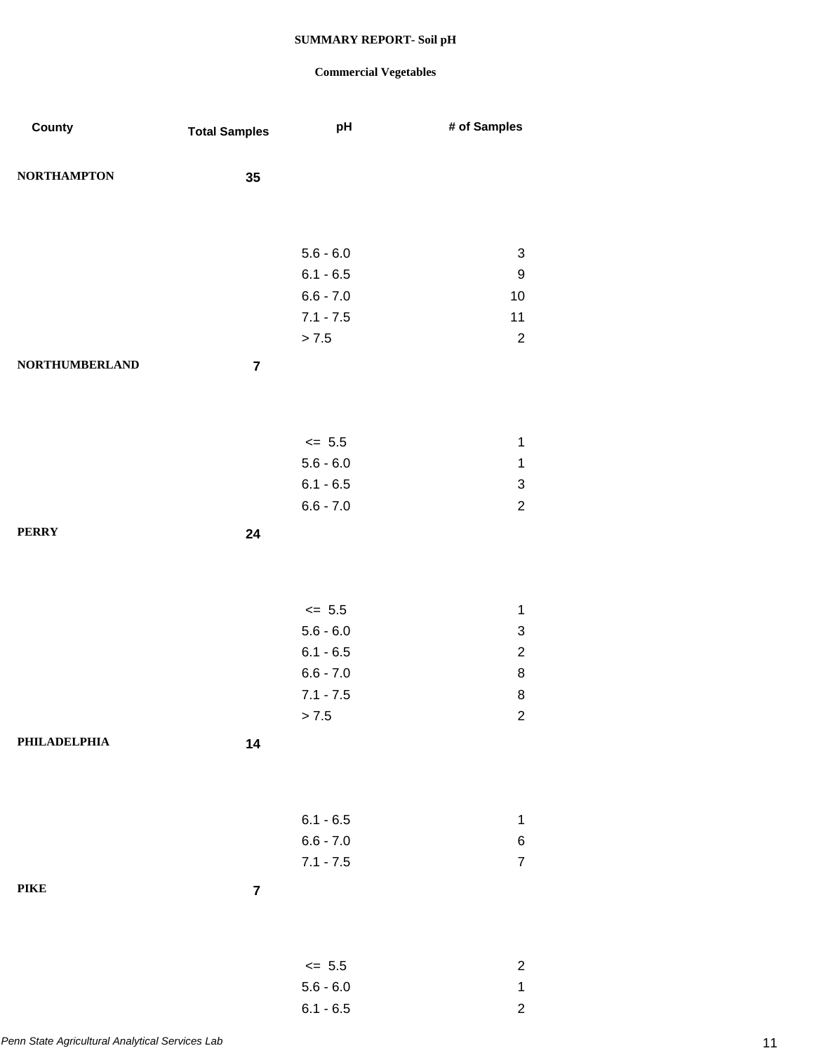**SUMMARY REPORT- Soil pH**

**Commercial Vegetables**

| County | Total Samples | pH | # of Samples |
|---|---|---|---|
| **NORTHAMPTON** | **35** | | |
| | | 5.6 - 6.0 | 3 |
| | | 6.1 - 6.5 | 9 |
| | | 6.6 - 7.0 | 10 |
| | | 7.1 - 7.5 | 11 |
| | | > 7.5 | 2 |
| **NORTHUMBERLAND** | **7** | | |
| | | <= 5.5 | 1 |
| | | 5.6 - 6.0 | 1 |
| | | 6.1 - 6.5 | 3 |
| | | 6.6 - 7.0 | 2 |
| **PERRY** | **24** | | |
| | | <= 5.5 | 1 |
| | | 5.6 - 6.0 | 3 |
| | | 6.1 - 6.5 | 2 |
| | | 6.6 - 7.0 | 8 |
| | | 7.1 - 7.5 | 8 |
| | | > 7.5 | 2 |
| **PHILADELPHIA** | **14** | | |
| | | 6.1 - 6.5 | 1 |
| | | 6.6 - 7.0 | 6 |
| | | 7.1 - 7.5 | 7 |
| **PIKE** | **7** | | |
| | | <= 5.5 | 2 |
| | | 5.6 - 6.0 | 1 |
| | | 6.1 - 6.5 | 2 |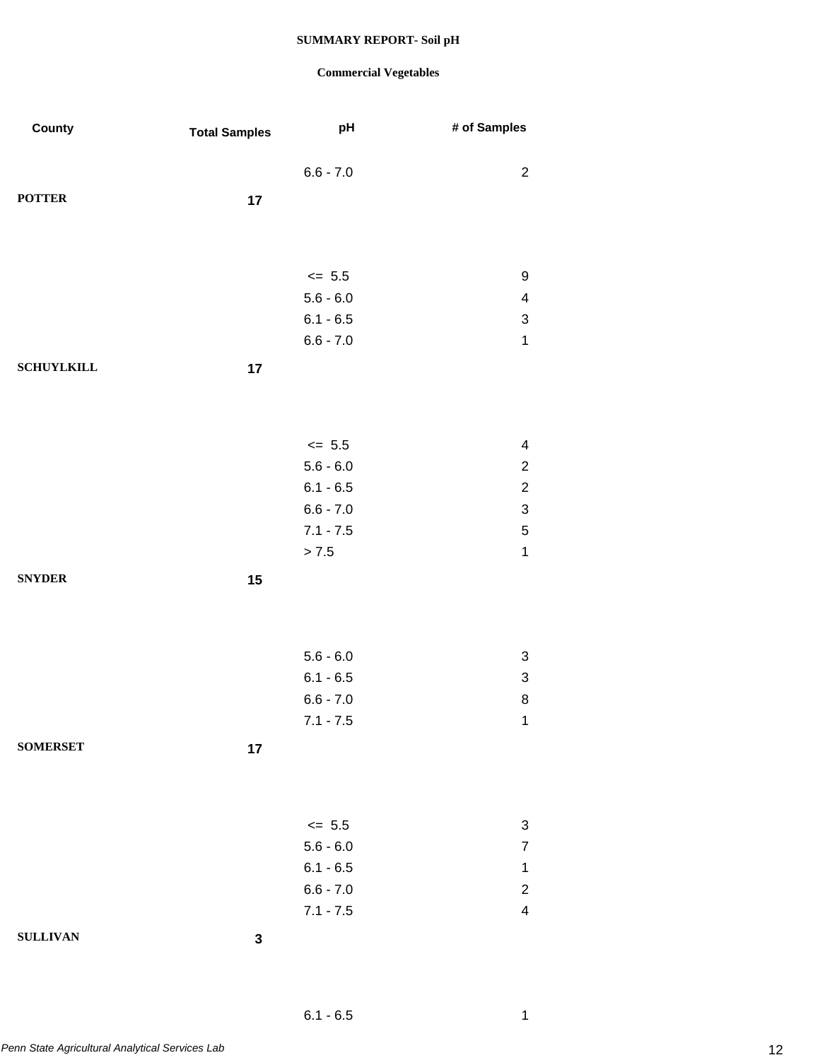**SUMMARY REPORT- Soil pH**

**Commercial Vegetables**

| County | Total Samples | pH | # of Samples |
|---|---|---|---|
| | | 6.6 - 7.0 | 2 |
| **POTTER** | **17** | | |
| | | <= 5.5 | 9 |
| | | 5.6 - 6.0 | 4 |
| | | 6.1 - 6.5 | 3 |
| | | 6.6 - 7.0 | 1 |
| **SCHUYLKILL** | **17** | | |
| | | <= 5.5 | 4 |
| | | 5.6 - 6.0 | 2 |
| | | 6.1 - 6.5 | 2 |
| | | 6.6 - 7.0 | 3 |
| | | 7.1 - 7.5 | 5 |
| | | > 7.5 | 1 |
| **SNYDER** | **15** | | |
| | | 5.6 - 6.0 | 3 |
| | | 6.1 - 6.5 | 3 |
| | | 6.6 - 7.0 | 8 |
| | | 7.1 - 7.5 | 1 |
| **SOMERSET** | **17** | | |
| | | <= 5.5 | 3 |
| | | 5.6 - 6.0 | 7 |
| | | 6.1 - 6.5 | 1 |
| | | 6.6 - 7.0 | 2 |
| | | 7.1 - 7.5 | 4 |
| **SULLIVAN** | **3** | | |
| | | 6.1 - 6.5 | 1 |

*Penn State Agricultural Analytical Services Lab*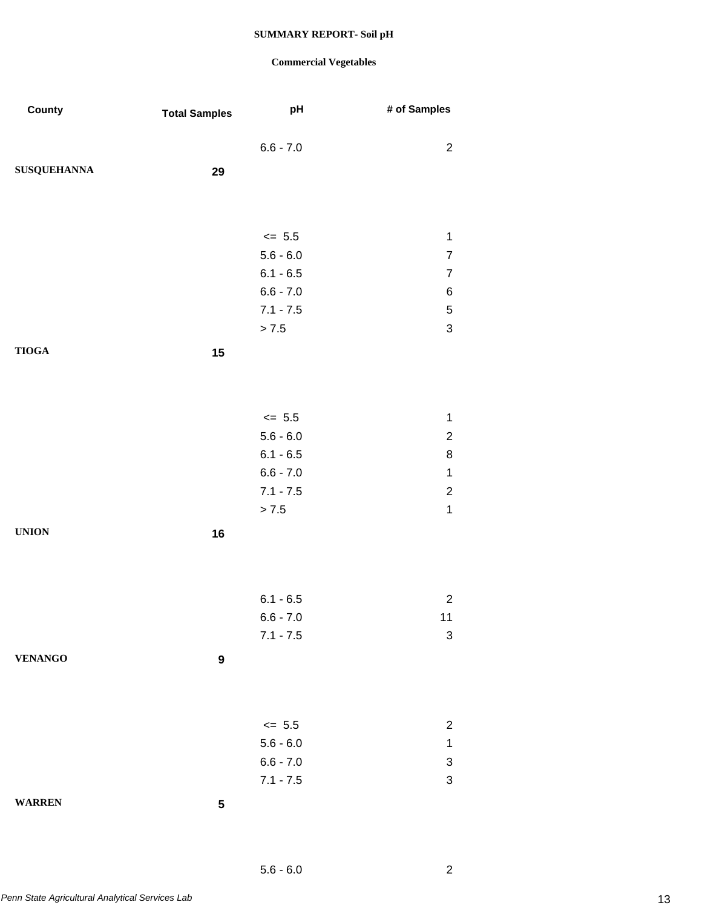**SUMMARY REPORT- Soil pH**

**Commercial Vegetables**

| County | Total Samples | pH | # of Samples |
|---|---|---|---|
| | | 6.6 - 7.0 | 2 |
| **SUSQUEHANNA** | **29** | | |
| | | <= 5.5 | 1 |
| | | 5.6 - 6.0 | 7 |
| | | 6.1 - 6.5 | 7 |
| | | 6.6 - 7.0 | 6 |
| | | 7.1 - 7.5 | 5 |
| | | > 7.5 | 3 |
| **TIOGA** | **15** | | |
| | | <= 5.5 | 1 |
| | | 5.6 - 6.0 | 2 |
| | | 6.1 - 6.5 | 8 |
| | | 6.6 - 7.0 | 1 |
| | | 7.1 - 7.5 | 2 |
| | | > 7.5 | 1 |
| **UNION** | **16** | | |
| | | 6.1 - 6.5 | 2 |
| | | 6.6 - 7.0 | 11 |
| | | 7.1 - 7.5 | 3 |
| **VENANGO** | **9** | | |
| | | <= 5.5 | 2 |
| | | 5.6 - 6.0 | 1 |
| | | 6.6 - 7.0 | 3 |
| | | 7.1 - 7.5 | 3 |
| **WARREN** | **5** | | |
| | | 5.6 - 6.0 | 2 |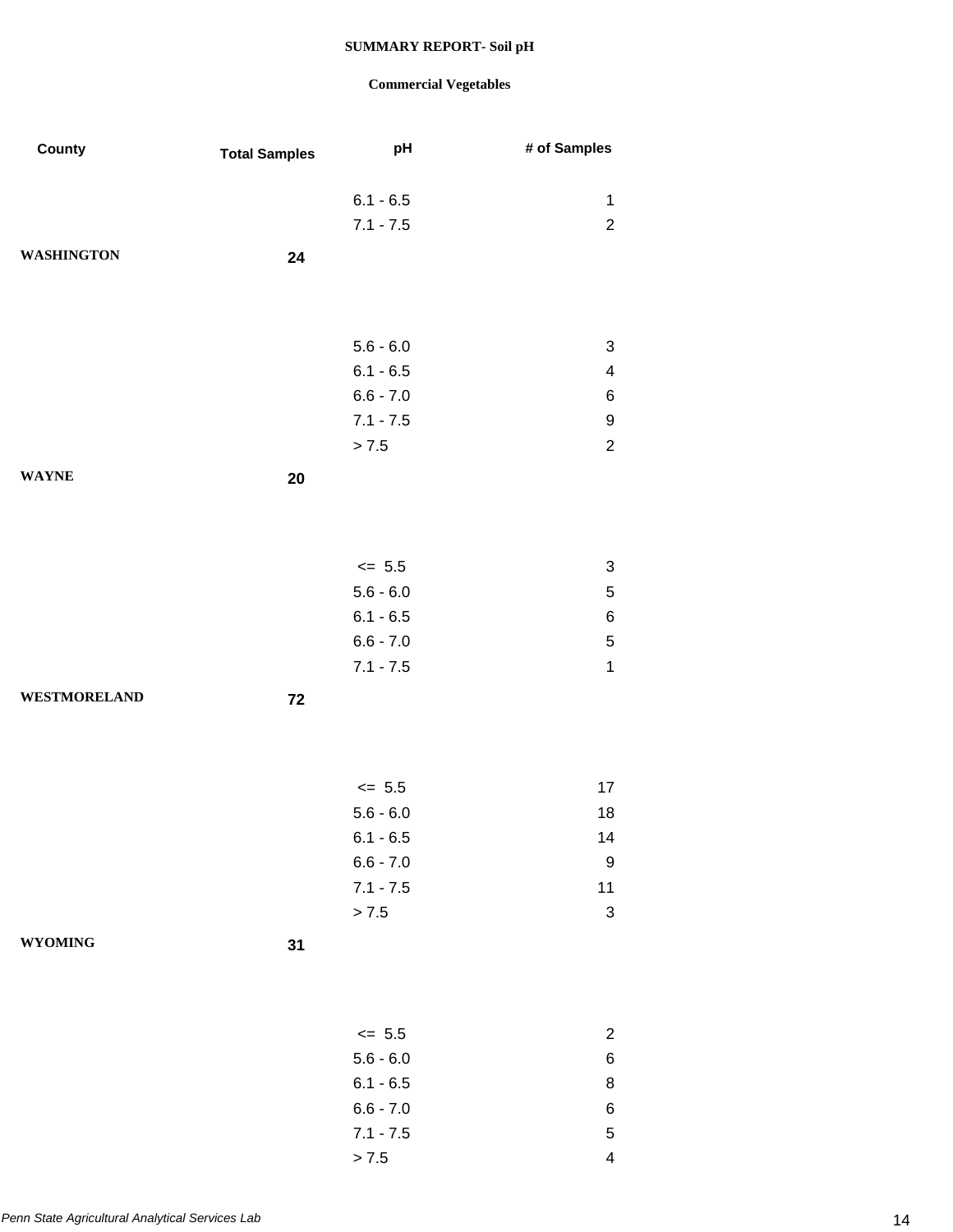**SUMMARY REPORT- Soil pH**

**Commercial Vegetables**

| County | Total Samples | pH | # of Samples |
|---|---|---|---|
| | | 6.1 - 6.5 | 1 |
| | | 7.1 - 7.5 | 2 |
| **WASHINGTON** | **24** | | |
| | | 5.6 - 6.0 | 3 |
| | | 6.1 - 6.5 | 4 |
| | | 6.6 - 7.0 | 6 |
| | | 7.1 - 7.5 | 9 |
| | | > 7.5 | 2 |
| **WAYNE** | **20** | | |
| | | <= 5.5 | 3 |
| | | 5.6 - 6.0 | 5 |
| | | 6.1 - 6.5 | 6 |
| | | 6.6 - 7.0 | 5 |
| | | 7.1 - 7.5 | 1 |
| **WESTMORELAND** | **72** | | |
| | | <= 5.5 | 17 |
| | | 5.6 - 6.0 | 18 |
| | | 6.1 - 6.5 | 14 |
| | | 6.6 - 7.0 | 9 |
| | | 7.1 - 7.5 | 11 |
| | | > 7.5 | 3 |
| **WYOMING** | **31** | | |
| | | <= 5.5 | 2 |
| | | 5.6 - 6.0 | 6 |
| | | 6.1 - 6.5 | 8 |
| | | 6.6 - 7.0 | 6 |
| | | 7.1 - 7.5 | 5 |
| | | > 7.5 | 4 |

*Penn State Agricultural Analytical Services Lab*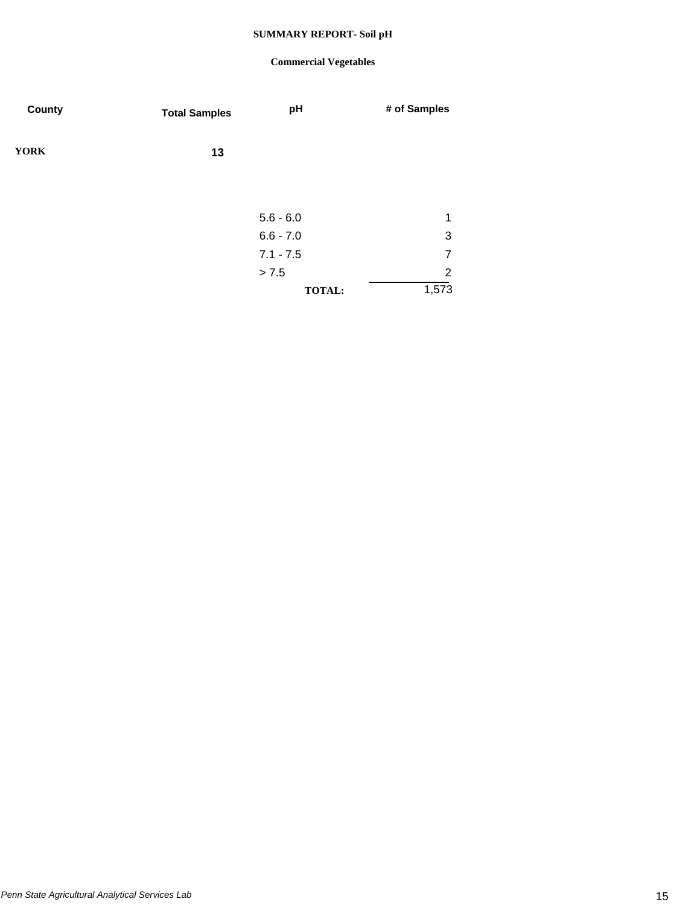**SUMMARY REPORT- Soil pH**

**Commercial Vegetables**

| County | Total Samples | pH | # of Samples |
|---|---|---|---|
| YORK | 13 | | |
| | | 5.6 - 6.0 | 1 |
| | | 6.6 - 7.0 | 3 |
| | | 7.1 - 7.5 | 7 |
| | | > 7.5 | 2 |
| | | **TOTAL:** | 1,573 |

*Penn State Agricultural Analytical Services Lab*